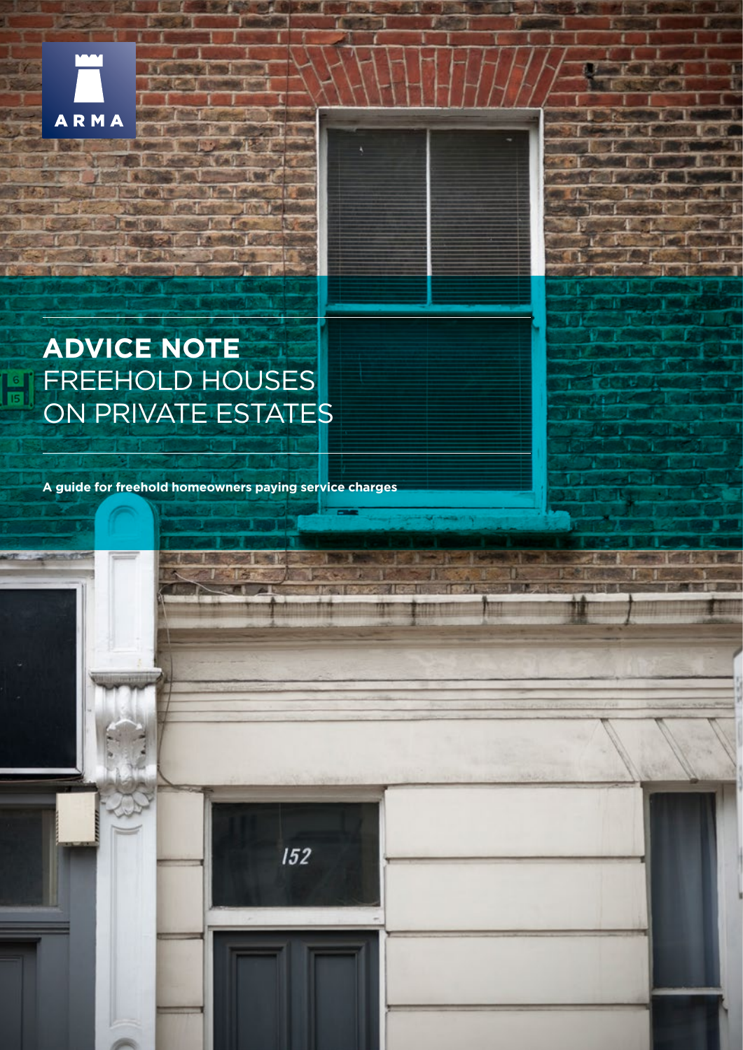ARMA

# ADVICE NOTE FREEHOLD HOUSES ON PRIVATE ESTATES

**A guide for freehold homeowners paying service charges**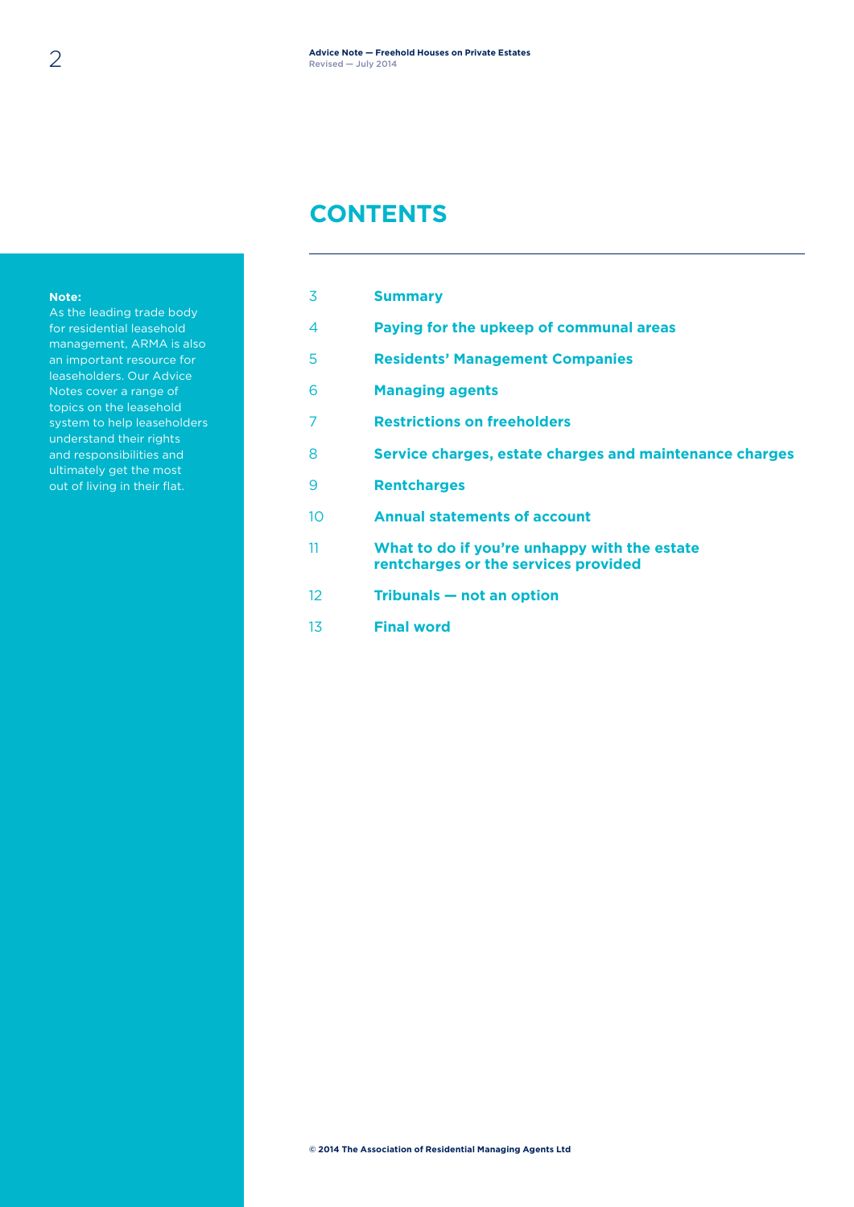## CONTENTS

**Note:**
As the leading trade body for residential leasehold management, ARMA is also an important resource for leaseholders. Our Advice Notes cover a range of topics on the leasehold system to help leaseholders understand their rights and responsibilities and ultimately get the most out of living in their flat.

| | |
|---|---|
| 3 | **Summary** |
| 4 | **Paying for the upkeep of communal areas** |
| 5 | **Residents' Management Companies** |
| 6 | **Managing agents** |
| 7 | **Restrictions on freeholders** |
| 8 | **Service charges, estate charges and maintenance charges** |
| 9 | **Rentcharges** |
| 10 | **Annual statements of account** |
| 11 | **What to do if you're unhappy with the estate rentcharges or the services provided** |
| 12 | **Tribunals — not an option** |
| 13 | **Final word** |

© 2014 The Association of Residential Managing Agents Ltd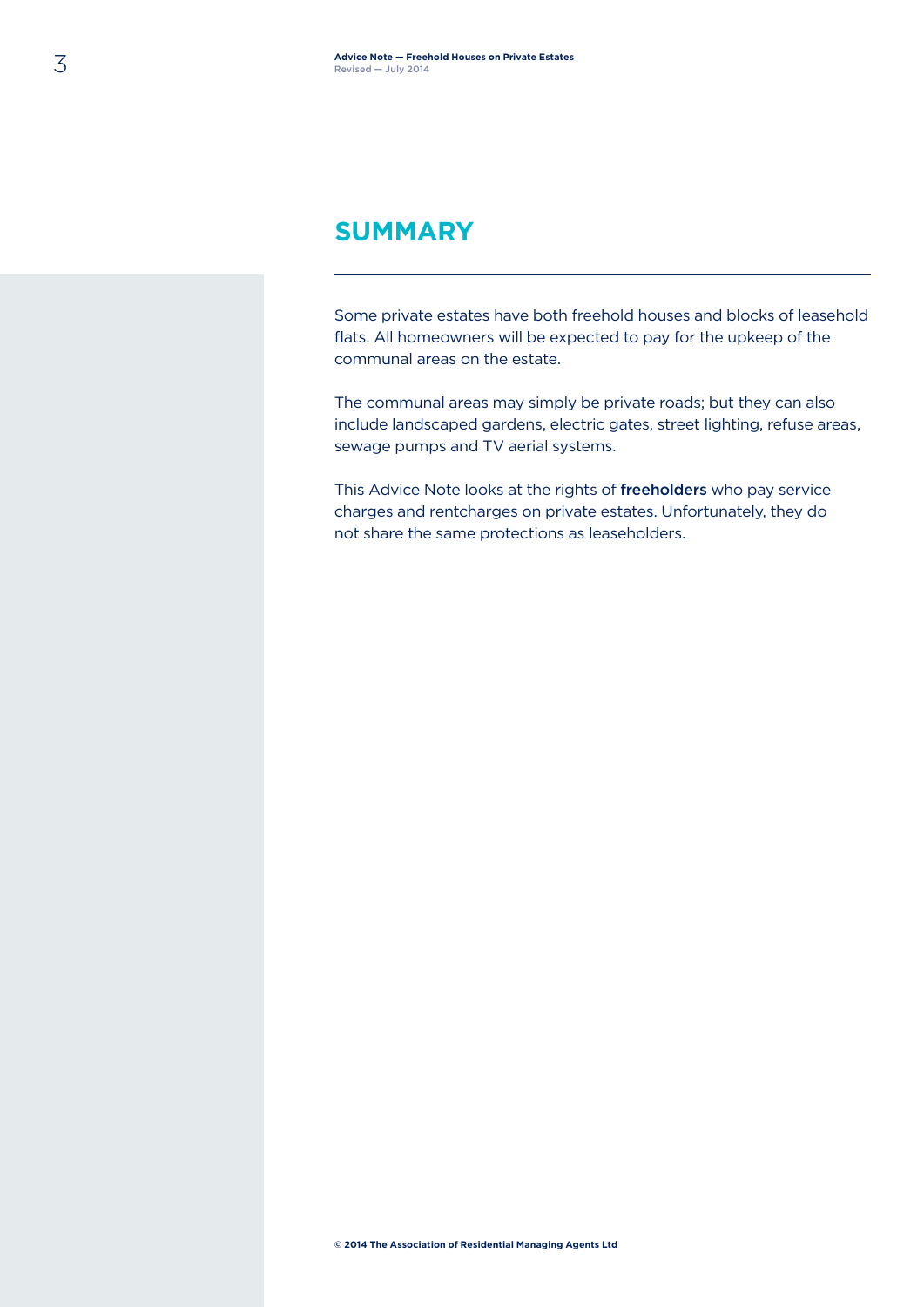## SUMMARY

Some private estates have both freehold houses and blocks of leasehold flats. All homeowners will be expected to pay for the upkeep of the communal areas on the estate.

The communal areas may simply be private roads; but they can also include landscaped gardens, electric gates, street lighting, refuse areas, sewage pumps and TV aerial systems.

This Advice Note looks at the rights of **freeholders** who pay service charges and rentcharges on private estates. Unfortunately, they do not share the same protections as leaseholders.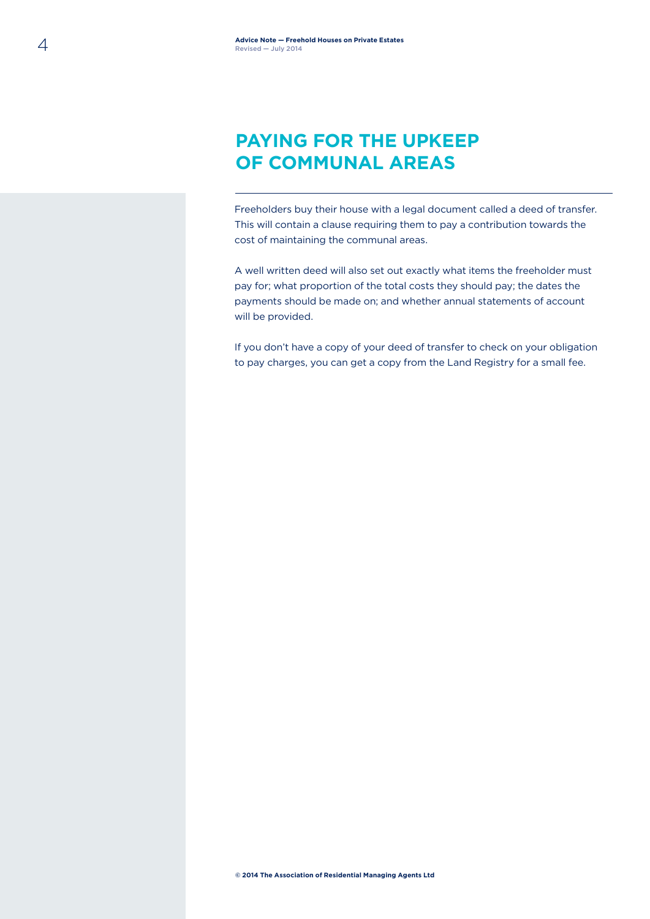# PAYING FOR THE UPKEEP OF COMMUNAL AREAS

Freeholders buy their house with a legal document called a deed of transfer. This will contain a clause requiring them to pay a contribution towards the cost of maintaining the communal areas.

A well written deed will also set out exactly what items the freeholder must pay for; what proportion of the total costs they should pay; the dates the payments should be made on; and whether annual statements of account will be provided.

If you don't have a copy of your deed of transfer to check on your obligation to pay charges, you can get a copy from the Land Registry for a small fee.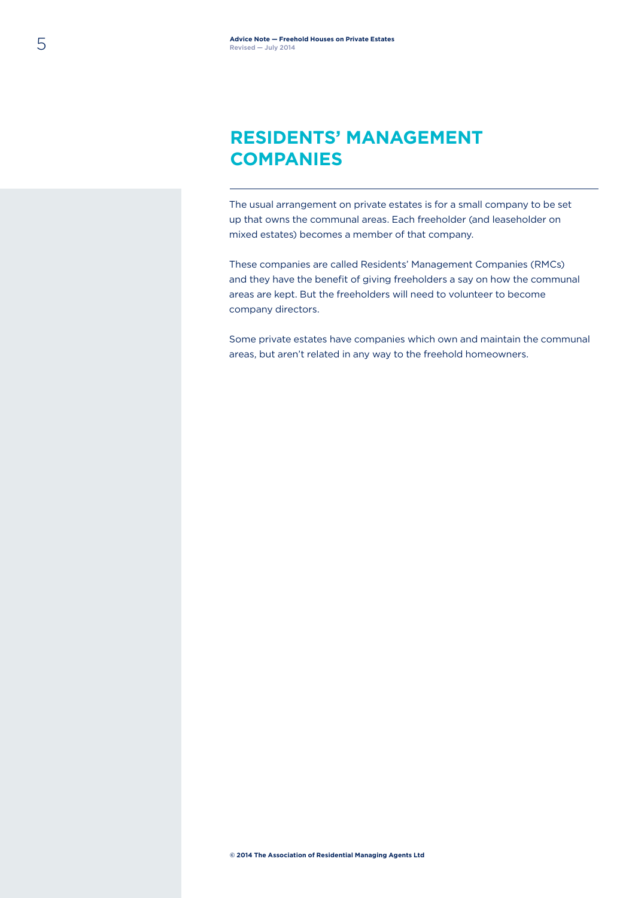# RESIDENTS' MANAGEMENT COMPANIES

The usual arrangement on private estates is for a small company to be set up that owns the communal areas. Each freeholder (and leaseholder on mixed estates) becomes a member of that company.

These companies are called Residents' Management Companies (RMCs) and they have the benefit of giving freeholders a say on how the communal areas are kept. But the freeholders will need to volunteer to become company directors.

Some private estates have companies which own and maintain the communal areas, but aren't related in any way to the freehold homeowners.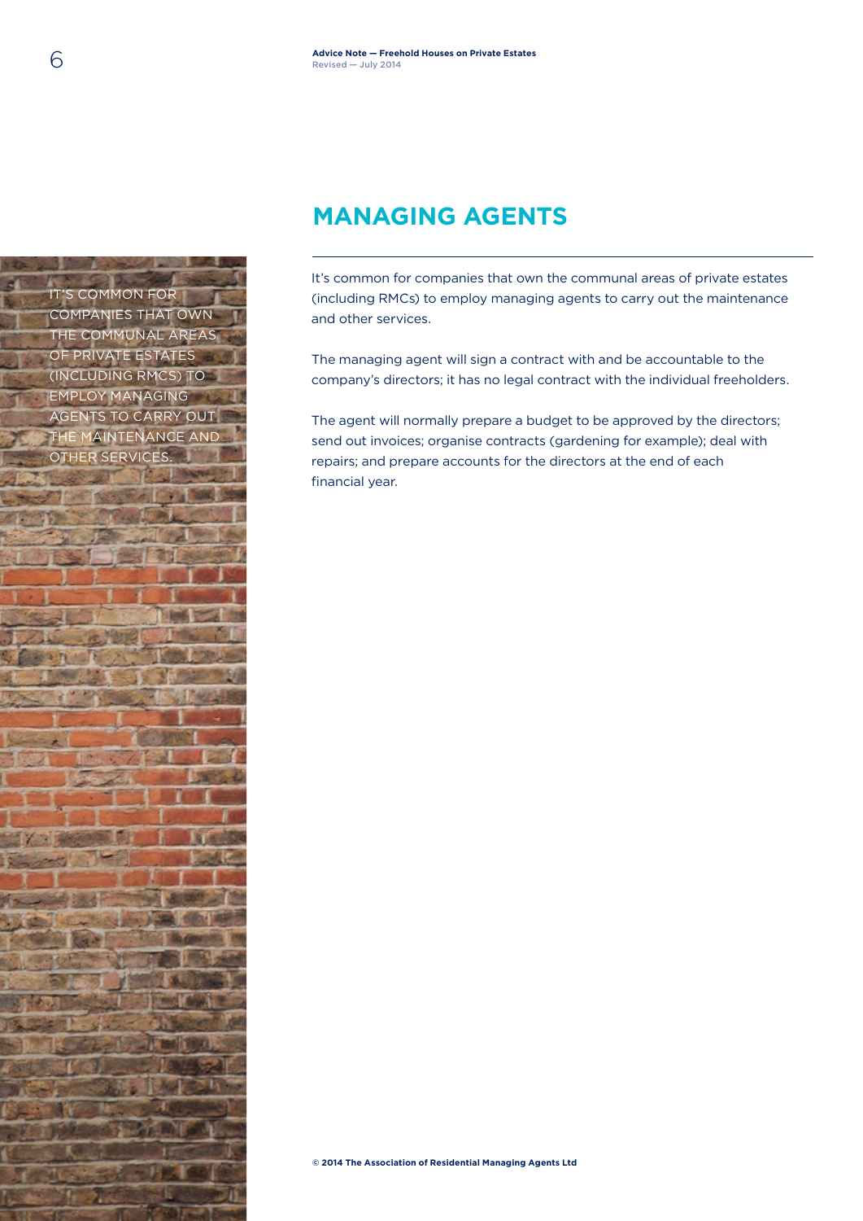## MANAGING AGENTS

IT'S COMMON FOR COMPANIES THAT OWN THE COMMUNAL AREAS OF PRIVATE ESTATES (INCLUDING RMCS) TO EMPLOY MANAGING AGENTS TO CARRY OUT THE MAINTENANCE AND OTHER SERVICES.

It's common for companies that own the communal areas of private estates (including RMCs) to employ managing agents to carry out the maintenance and other services.

The managing agent will sign a contract with and be accountable to the company's directors; it has no legal contract with the individual freeholders.

The agent will normally prepare a budget to be approved by the directors; send out invoices; organise contracts (gardening for example); deal with repairs; and prepare accounts for the directors at the end of each financial year.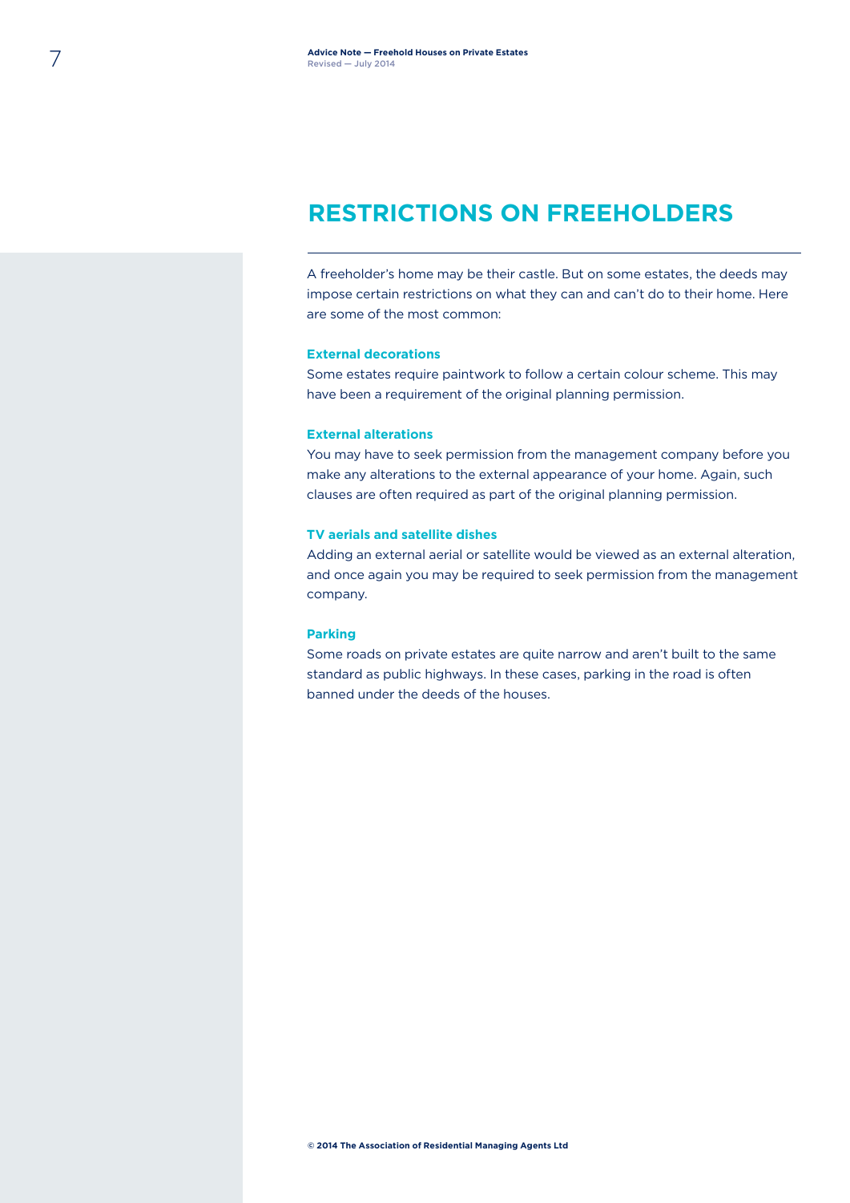# RESTRICTIONS ON FREEHOLDERS

A freeholder's home may be their castle. But on some estates, the deeds may impose certain restrictions on what they can and can't do to their home. Here are some of the most common:

### External decorations

Some estates require paintwork to follow a certain colour scheme. This may have been a requirement of the original planning permission.

### External alterations

You may have to seek permission from the management company before you make any alterations to the external appearance of your home. Again, such clauses are often required as part of the original planning permission.

### TV aerials and satellite dishes

Adding an external aerial or satellite would be viewed as an external alteration, and once again you may be required to seek permission from the management company.

### Parking

Some roads on private estates are quite narrow and aren't built to the same standard as public highways. In these cases, parking in the road is often banned under the deeds of the houses.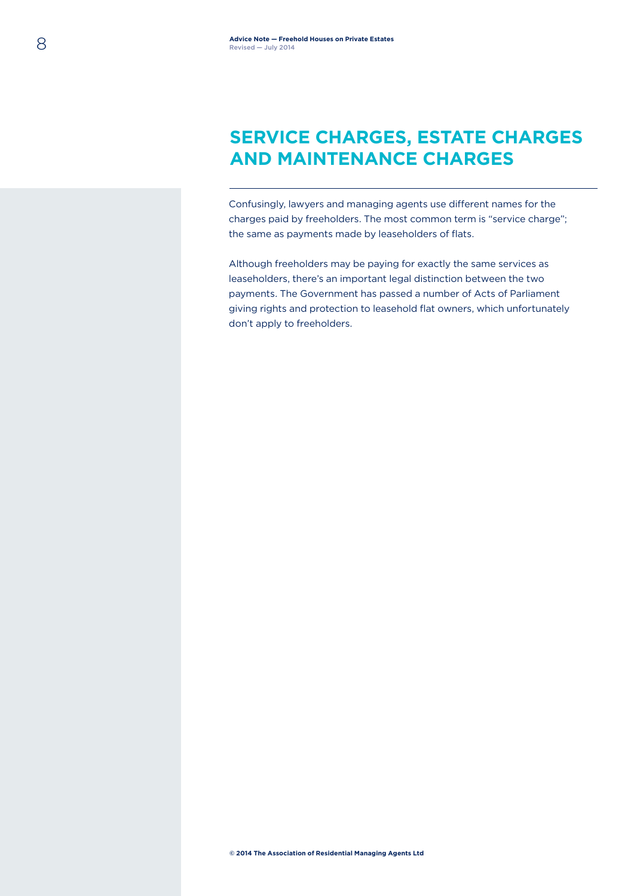## SERVICE CHARGES, ESTATE CHARGES AND MAINTENANCE CHARGES

Confusingly, lawyers and managing agents use different names for the charges paid by freeholders. The most common term is "service charge"; the same as payments made by leaseholders of flats.

Although freeholders may be paying for exactly the same services as leaseholders, there's an important legal distinction between the two payments. The Government has passed a number of Acts of Parliament giving rights and protection to leasehold flat owners, which unfortunately don't apply to freeholders.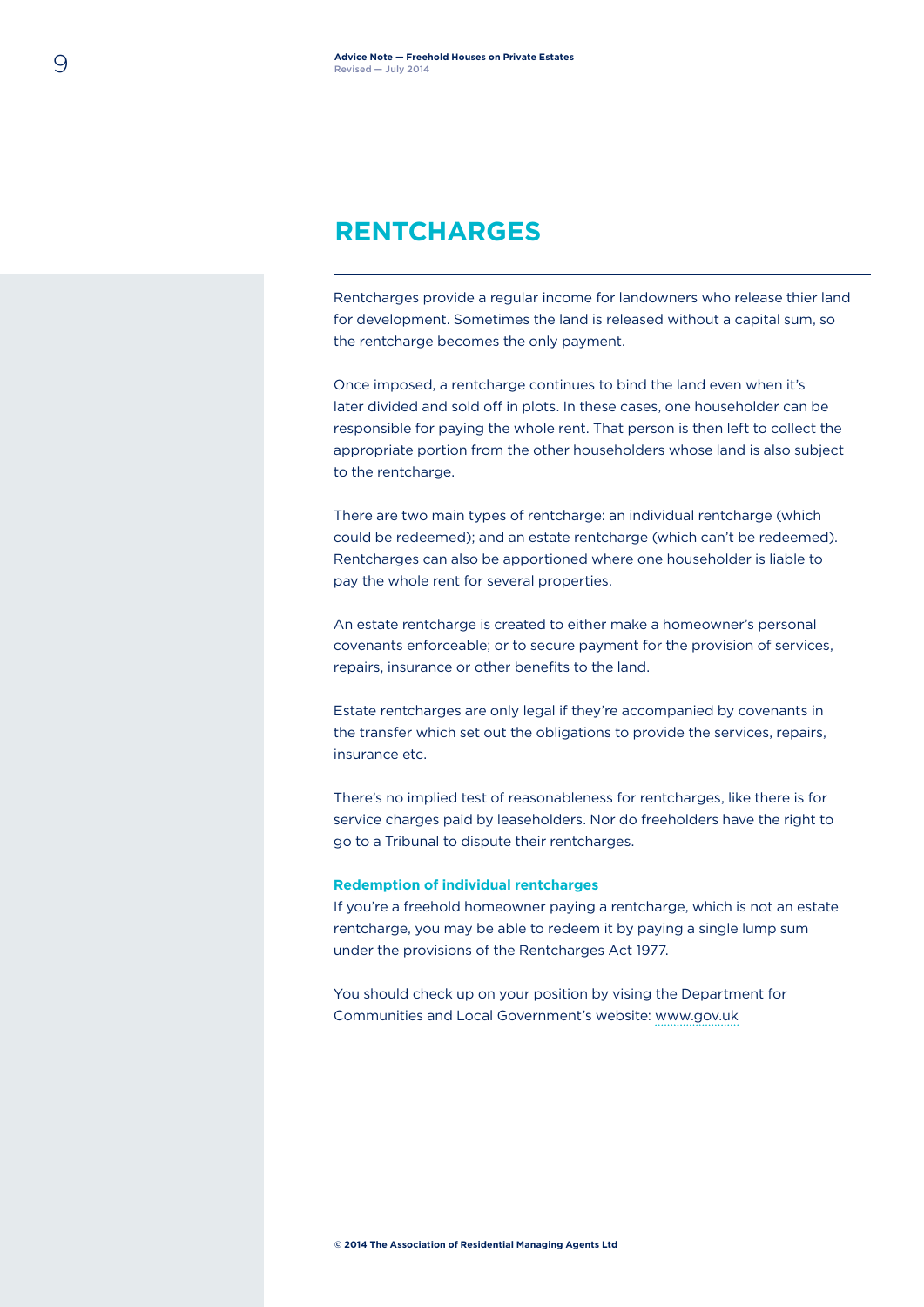## RENTCHARGES

Rentcharges provide a regular income for landowners who release thier land for development. Sometimes the land is released without a capital sum, so the rentcharge becomes the only payment.

Once imposed, a rentcharge continues to bind the land even when it's later divided and sold off in plots. In these cases, one householder can be responsible for paying the whole rent. That person is then left to collect the appropriate portion from the other householders whose land is also subject to the rentcharge.

There are two main types of rentcharge: an individual rentcharge (which could be redeemed); and an estate rentcharge (which can't be redeemed). Rentcharges can also be apportioned where one householder is liable to pay the whole rent for several properties.

An estate rentcharge is created to either make a homeowner's personal covenants enforceable; or to secure payment for the provision of services, repairs, insurance or other benefits to the land.

Estate rentcharges are only legal if they're accompanied by covenants in the transfer which set out the obligations to provide the services, repairs, insurance etc.

There's no implied test of reasonableness for rentcharges, like there is for service charges paid by leaseholders. Nor do freeholders have the right to go to a Tribunal to dispute their rentcharges.

### Redemption of individual rentcharges

If you're a freehold homeowner paying a rentcharge, which is not an estate rentcharge, you may be able to redeem it by paying a single lump sum under the provisions of the Rentcharges Act 1977.

You should check up on your position by vising the Department for Communities and Local Government's website: www.gov.uk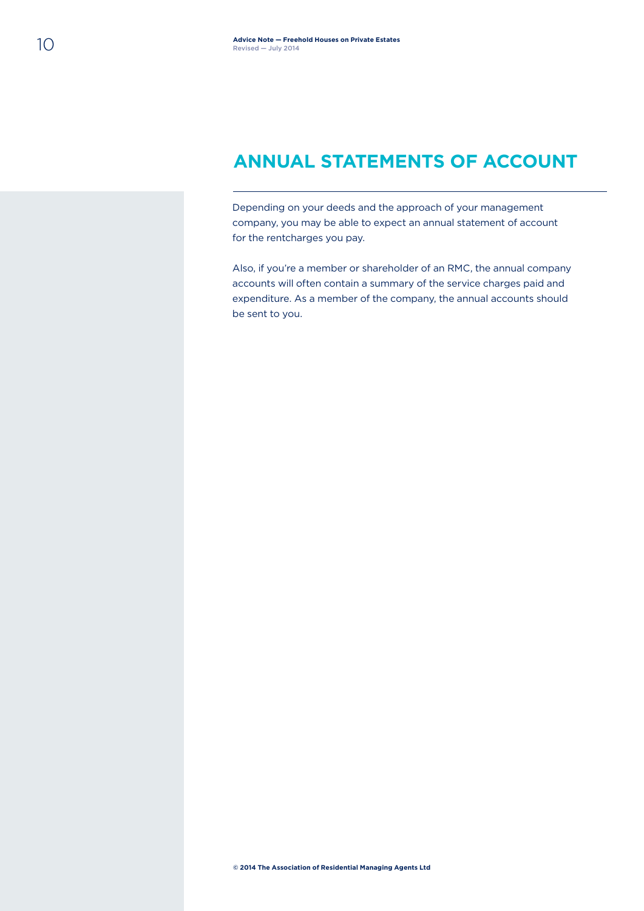## ANNUAL STATEMENTS OF ACCOUNT

Depending on your deeds and the approach of your management company, you may be able to expect an annual statement of account for the rentcharges you pay.

Also, if you're a member or shareholder of an RMC, the annual company accounts will often contain a summary of the service charges paid and expenditure. As a member of the company, the annual accounts should be sent to you.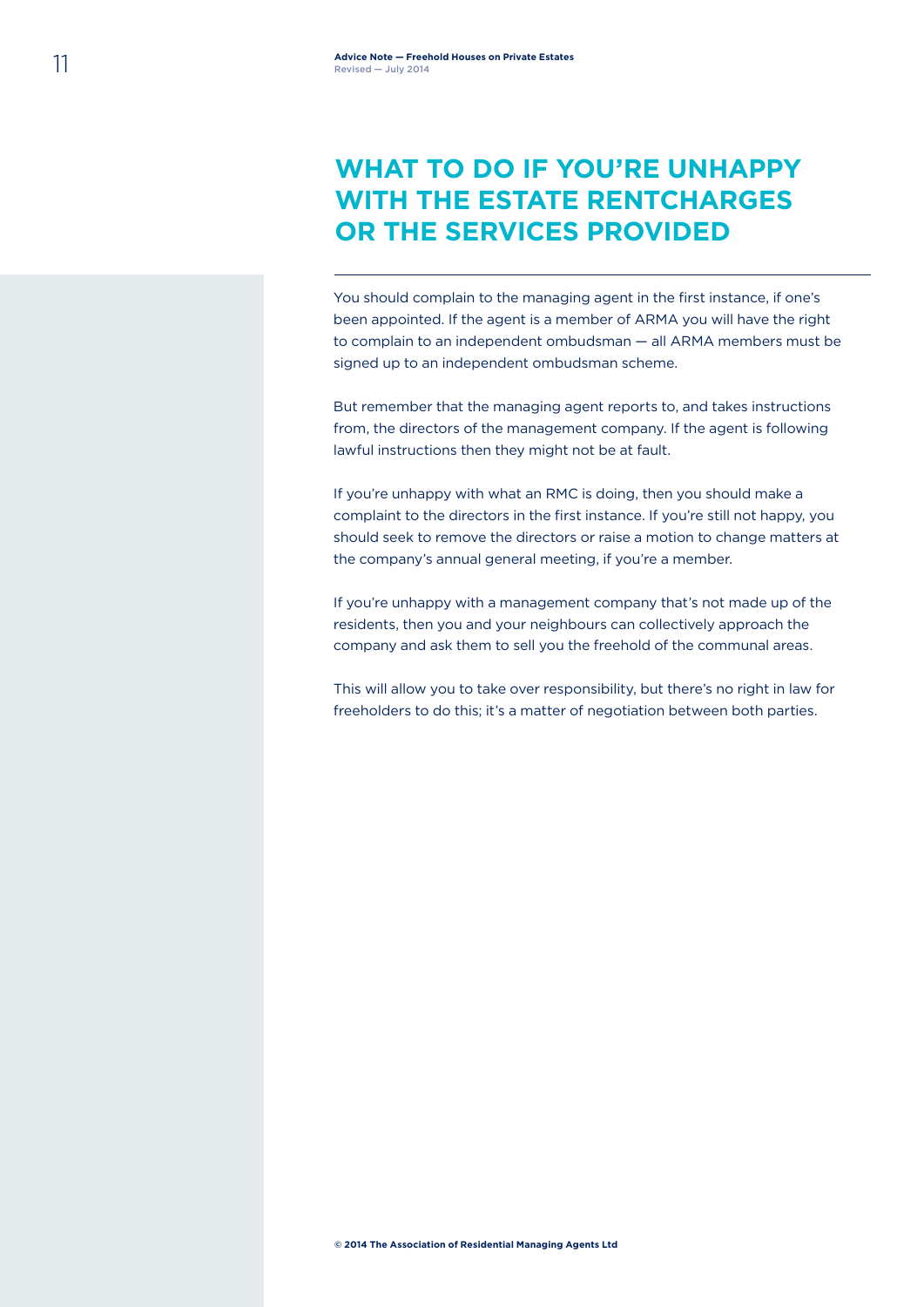# WHAT TO DO IF YOU'RE UNHAPPY WITH THE ESTATE RENTCHARGES OR THE SERVICES PROVIDED

You should complain to the managing agent in the first instance, if one's been appointed. If the agent is a member of ARMA you will have the right to complain to an independent ombudsman — all ARMA members must be signed up to an independent ombudsman scheme.

But remember that the managing agent reports to, and takes instructions from, the directors of the management company. If the agent is following lawful instructions then they might not be at fault.

If you're unhappy with what an RMC is doing, then you should make a complaint to the directors in the first instance. If you're still not happy, you should seek to remove the directors or raise a motion to change matters at the company's annual general meeting, if you're a member.

If you're unhappy with a management company that's not made up of the residents, then you and your neighbours can collectively approach the company and ask them to sell you the freehold of the communal areas.

This will allow you to take over responsibility, but there's no right in law for freeholders to do this; it's a matter of negotiation between both parties.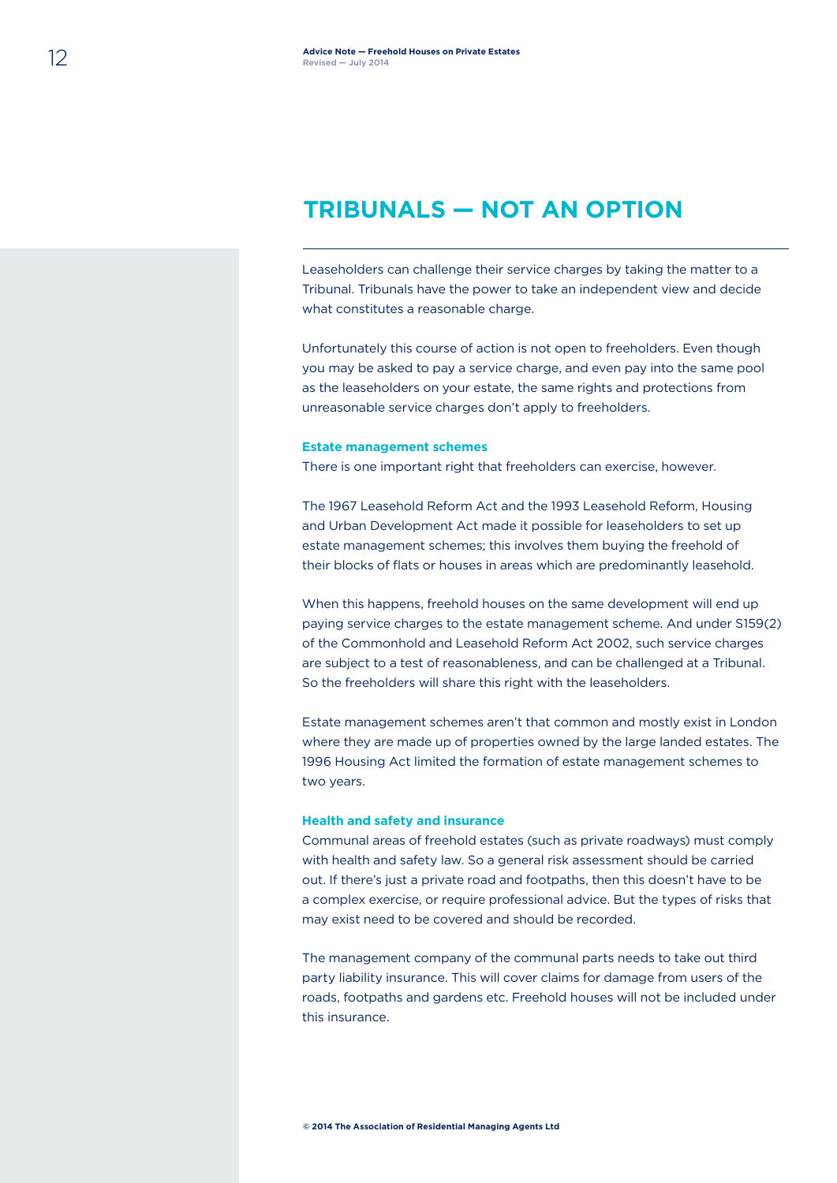# TRIBUNALS — NOT AN OPTION

Leaseholders can challenge their service charges by taking the matter to a Tribunal. Tribunals have the power to take an independent view and decide what constitutes a reasonable charge.

Unfortunately this course of action is not open to freeholders. Even though you may be asked to pay a service charge, and even pay into the same pool as the leaseholders on your estate, the same rights and protections from unreasonable service charges don't apply to freeholders.

### Estate management schemes

There is one important right that freeholders can exercise, however.

The 1967 Leasehold Reform Act and the 1993 Leasehold Reform, Housing and Urban Development Act made it possible for leaseholders to set up estate management schemes; this involves them buying the freehold of their blocks of flats or houses in areas which are predominantly leasehold.

When this happens, freehold houses on the same development will end up paying service charges to the estate management scheme. And under S159(2) of the Commonhold and Leasehold Reform Act 2002, such service charges are subject to a test of reasonableness, and can be challenged at a Tribunal. So the freeholders will share this right with the leaseholders.

Estate management schemes aren't that common and mostly exist in London where they are made up of properties owned by the large landed estates. The 1996 Housing Act limited the formation of estate management schemes to two years.

### Health and safety and insurance

Communal areas of freehold estates (such as private roadways) must comply with health and safety law. So a general risk assessment should be carried out. If there's just a private road and footpaths, then this doesn't have to be a complex exercise, or require professional advice. But the types of risks that may exist need to be covered and should be recorded.

The management company of the communal parts needs to take out third party liability insurance. This will cover claims for damage from users of the roads, footpaths and gardens etc. Freehold houses will not be included under this insurance.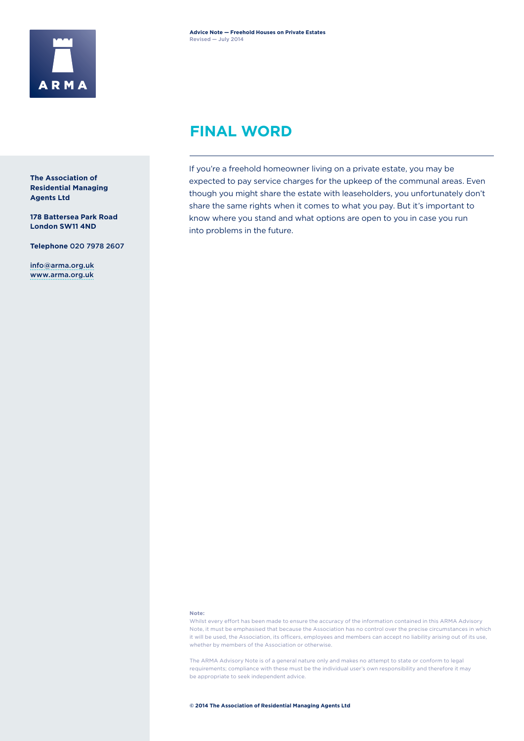# FINAL WORD

If you're a freehold homeowner living on a private estate, you may be expected to pay service charges for the upkeep of the communal areas. Even though you might share the estate with leaseholders, you unfortunately don't share the same rights when it comes to what you pay. But it's important to know where you stand and what options are open to you in case you run into problems in the future.

**The Association of Residential Managing Agents Ltd**

**178 Battersea Park Road**
**London SW11 4ND**

**Telephone** 020 7978 2607

info@arma.org.uk
www.arma.org.uk

**Note:**

Whilst every effort has been made to ensure the accuracy of the information contained in this ARMA Advisory Note, it must be emphasised that because the Association has no control over the precise circumstances in which it will be used, the Association, its officers, employees and members can accept no liability arising out of its use, whether by members of the Association or otherwise.

The ARMA Advisory Note is of a general nature only and makes no attempt to state or conform to legal requirements; compliance with these must be the individual user's own responsibility and therefore it may be appropriate to seek independent advice.

**© 2014 The Association of Residential Managing Agents Ltd**